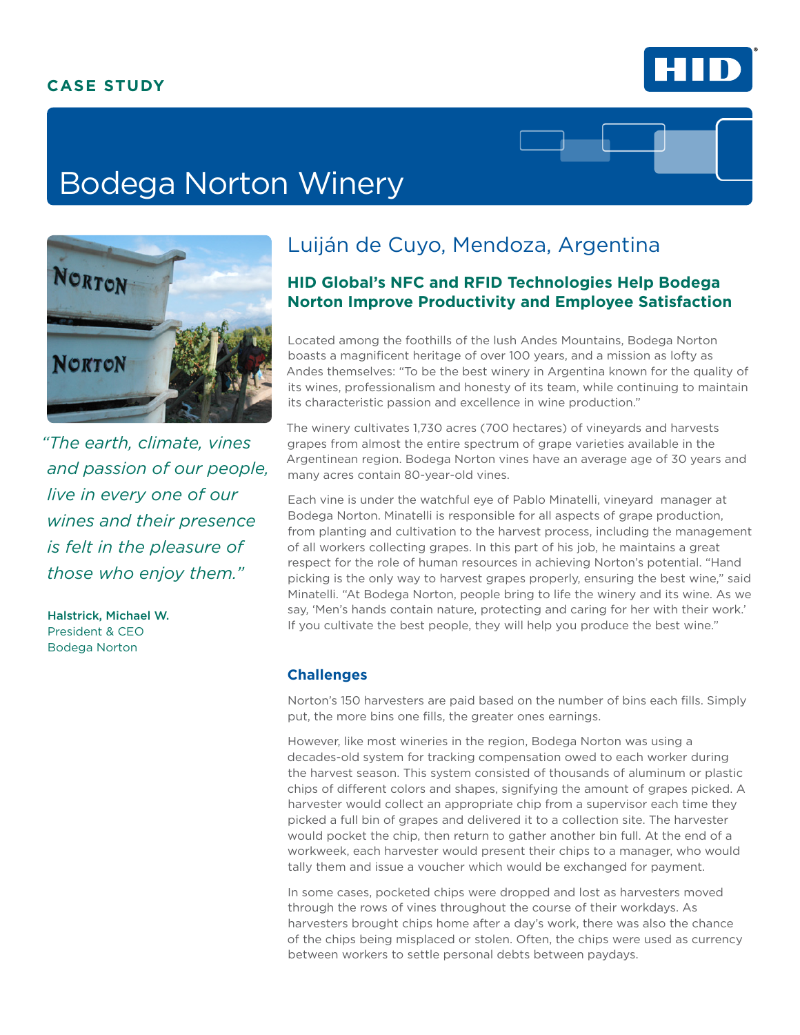CASE STUDY

# Bodega Norton Winery

*"The earth, climate, vines and passion of our people, live in every one of our wines and their presence is felt in the pleasure of those who enjoy them."*

**Halstrick, Michael W.**
President & CEO
Bodega Norton

## Luiján de Cuyo, Mendoza, Argentina

### HID Global's NFC and RFID Technologies Help Bodega Norton Improve Productivity and Employee Satisfaction

Located among the foothills of the lush Andes Mountains, Bodega Norton boasts a magnificent heritage of over 100 years, and a mission as lofty as Andes themselves: "To be the best winery in Argentina known for the quality of its wines, professionalism and honesty of its team, while continuing to maintain its characteristic passion and excellence in wine production."

The winery cultivates 1,730 acres (700 hectares) of vineyards and harvests grapes from almost the entire spectrum of grape varieties available in the Argentinean region. Bodega Norton vines have an average age of 30 years and many acres contain 80-year-old vines.

Each vine is under the watchful eye of Pablo Minatelli, vineyard manager at Bodega Norton. Minatelli is responsible for all aspects of grape production, from planting and cultivation to the harvest process, including the management of all workers collecting grapes. In this part of his job, he maintains a great respect for the role of human resources in achieving Norton's potential. "Hand picking is the only way to harvest grapes properly, ensuring the best wine," said Minatelli. "At Bodega Norton, people bring to life the winery and its wine. As we say, 'Men's hands contain nature, protecting and caring for her with their work.' If you cultivate the best people, they will help you produce the best wine."

### Challenges

Norton's 150 harvesters are paid based on the number of bins each fills. Simply put, the more bins one fills, the greater ones earnings.

However, like most wineries in the region, Bodega Norton was using a decades-old system for tracking compensation owed to each worker during the harvest season. This system consisted of thousands of aluminum or plastic chips of different colors and shapes, signifying the amount of grapes picked. A harvester would collect an appropriate chip from a supervisor each time they picked a full bin of grapes and delivered it to a collection site. The harvester would pocket the chip, then return to gather another bin full. At the end of a workweek, each harvester would present their chips to a manager, who would tally them and issue a voucher which would be exchanged for payment.

In some cases, pocketed chips were dropped and lost as harvesters moved through the rows of vines throughout the course of their workdays. As harvesters brought chips home after a day's work, there was also the chance of the chips being misplaced or stolen. Often, the chips were used as currency between workers to settle personal debts between paydays.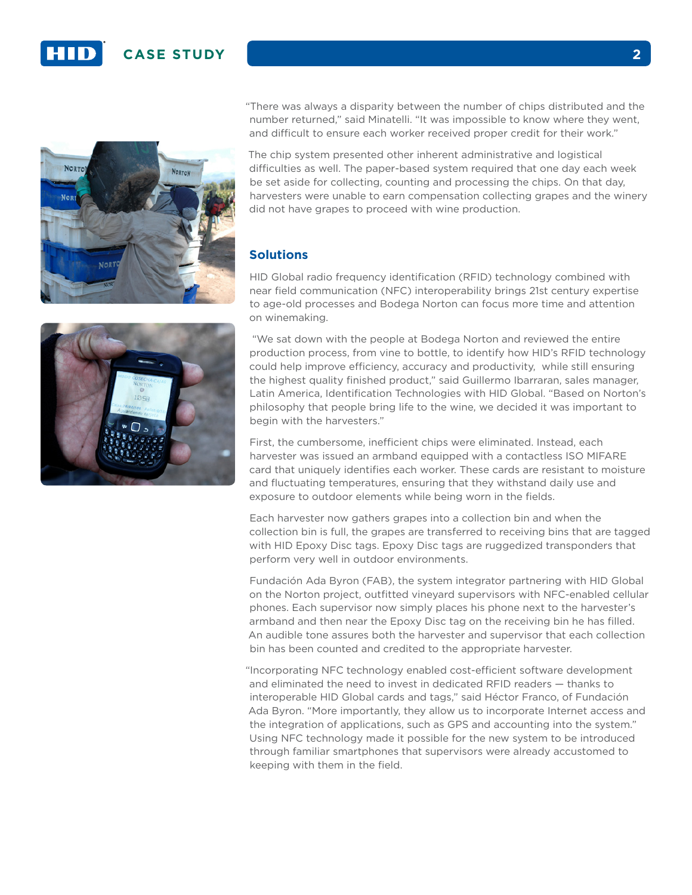"There was always a disparity between the number of chips distributed and the number returned," said Minatelli. "It was impossible to know where they went, and difficult to ensure each worker received proper credit for their work."

The chip system presented other inherent administrative and logistical difficulties as well. The paper-based system required that one day each week be set aside for collecting, counting and processing the chips. On that day, harvesters were unable to earn compensation collecting grapes and the winery did not have grapes to proceed with wine production.

## Solutions

HID Global radio frequency identification (RFID) technology combined with near field communication (NFC) interoperability brings 21st century expertise to age-old processes and Bodega Norton can focus more time and attention on winemaking.

"We sat down with the people at Bodega Norton and reviewed the entire production process, from vine to bottle, to identify how HID's RFID technology could help improve efficiency, accuracy and productivity, while still ensuring the highest quality finished product," said Guillermo Ibarraran, sales manager, Latin America, Identification Technologies with HID Global. "Based on Norton's philosophy that people bring life to the wine, we decided it was important to begin with the harvesters."

First, the cumbersome, inefficient chips were eliminated. Instead, each harvester was issued an armband equipped with a contactless ISO MIFARE card that uniquely identifies each worker. These cards are resistant to moisture and fluctuating temperatures, ensuring that they withstand daily use and exposure to outdoor elements while being worn in the fields.

Each harvester now gathers grapes into a collection bin and when the collection bin is full, the grapes are transferred to receiving bins that are tagged with HID Epoxy Disc tags. Epoxy Disc tags are ruggedized transponders that perform very well in outdoor environments.

Fundación Ada Byron (FAB), the system integrator partnering with HID Global on the Norton project, outfitted vineyard supervisors with NFC-enabled cellular phones. Each supervisor now simply places his phone next to the harvester's armband and then near the Epoxy Disc tag on the receiving bin he has filled. An audible tone assures both the harvester and supervisor that each collection bin has been counted and credited to the appropriate harvester.

"Incorporating NFC technology enabled cost-efficient software development and eliminated the need to invest in dedicated RFID readers — thanks to interoperable HID Global cards and tags," said Héctor Franco, of Fundación Ada Byron. "More importantly, they allow us to incorporate Internet access and the integration of applications, such as GPS and accounting into the system." Using NFC technology made it possible for the new system to be introduced through familiar smartphones that supervisors were already accustomed to keeping with them in the field.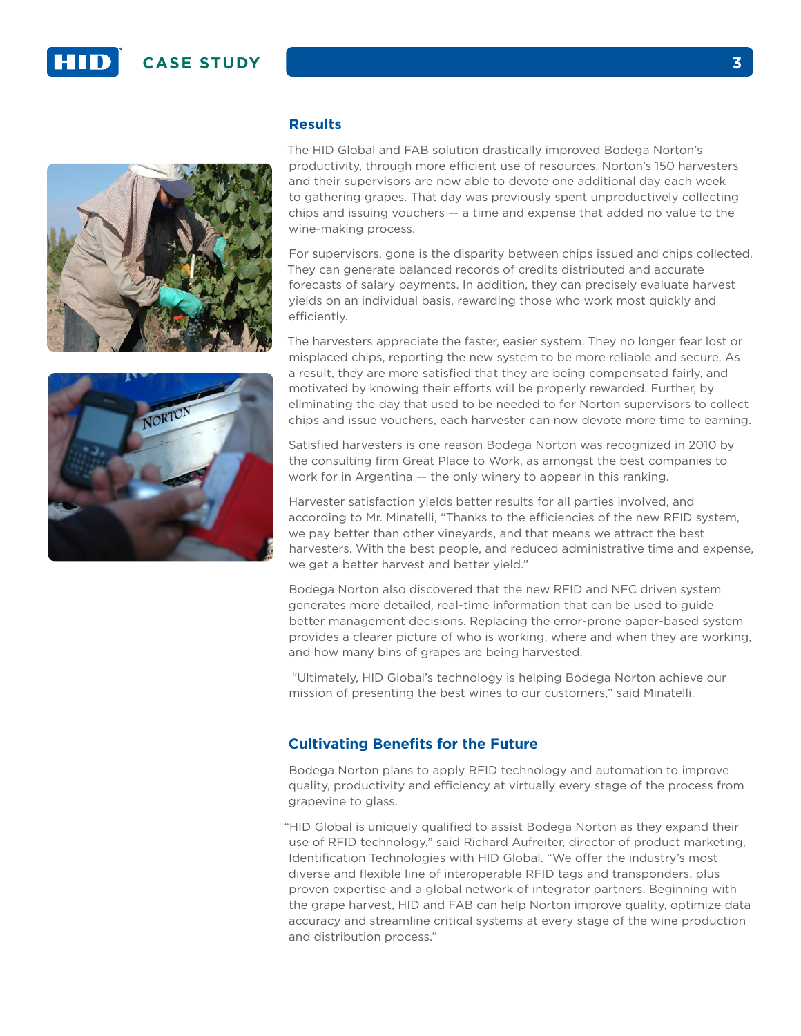## Results

The HID Global and FAB solution drastically improved Bodega Norton's productivity, through more efficient use of resources. Norton's 150 harvesters and their supervisors are now able to devote one additional day each week to gathering grapes. That day was previously spent unproductively collecting chips and issuing vouchers — a time and expense that added no value to the wine-making process.

For supervisors, gone is the disparity between chips issued and chips collected. They can generate balanced records of credits distributed and accurate forecasts of salary payments. In addition, they can precisely evaluate harvest yields on an individual basis, rewarding those who work most quickly and efficiently.

The harvesters appreciate the faster, easier system. They no longer fear lost or misplaced chips, reporting the new system to be more reliable and secure. As a result, they are more satisfied that they are being compensated fairly, and motivated by knowing their efforts will be properly rewarded. Further, by eliminating the day that used to be needed to for Norton supervisors to collect chips and issue vouchers, each harvester can now devote more time to earning.

Satisfied harvesters is one reason Bodega Norton was recognized in 2010 by the consulting firm Great Place to Work, as amongst the best companies to work for in Argentina — the only winery to appear in this ranking.

Harvester satisfaction yields better results for all parties involved, and according to Mr. Minatelli, "Thanks to the efficiencies of the new RFID system, we pay better than other vineyards, and that means we attract the best harvesters. With the best people, and reduced administrative time and expense, we get a better harvest and better yield."

Bodega Norton also discovered that the new RFID and NFC driven system generates more detailed, real-time information that can be used to guide better management decisions. Replacing the error-prone paper-based system provides a clearer picture of who is working, where and when they are working, and how many bins of grapes are being harvested.

"Ultimately, HID Global's technology is helping Bodega Norton achieve our mission of presenting the best wines to our customers," said Minatelli.

## Cultivating Benefits for the Future

Bodega Norton plans to apply RFID technology and automation to improve quality, productivity and efficiency at virtually every stage of the process from grapevine to glass.

"HID Global is uniquely qualified to assist Bodega Norton as they expand their use of RFID technology," said Richard Aufreiter, director of product marketing, Identification Technologies with HID Global. "We offer the industry's most diverse and flexible line of interoperable RFID tags and transponders, plus proven expertise and a global network of integrator partners. Beginning with the grape harvest, HID and FAB can help Norton improve quality, optimize data accuracy and streamline critical systems at every stage of the wine production and distribution process."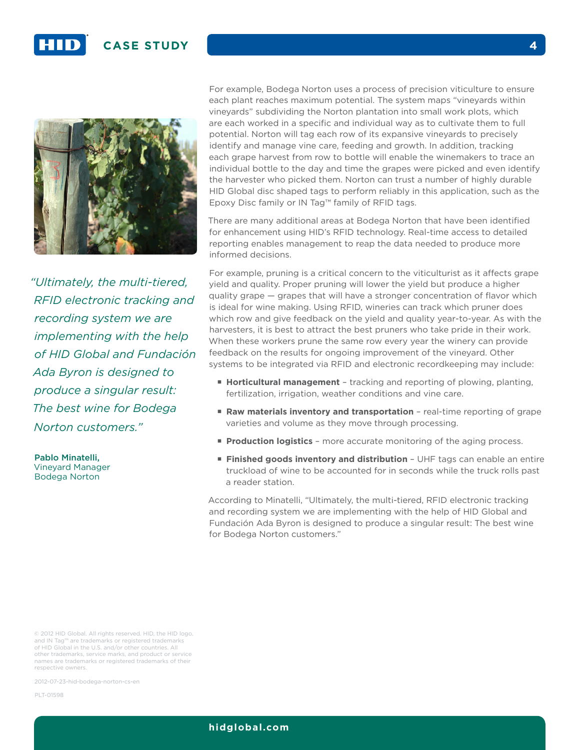For example, Bodega Norton uses a process of precision viticulture to ensure each plant reaches maximum potential. The system maps "vineyards within vineyards" subdividing the Norton plantation into small work plots, which are each worked in a specific and individual way as to cultivate them to full potential. Norton will tag each row of its expansive vineyards to precisely identify and manage vine care, feeding and growth. In addition, tracking each grape harvest from row to bottle will enable the winemakers to trace an individual bottle to the day and time the grapes were picked and even identify the harvester who picked them. Norton can trust a number of highly durable HID Global disc shaped tags to perform reliably in this application, such as the Epoxy Disc family or IN Tag™ family of RFID tags.

There are many additional areas at Bodega Norton that have been identified for enhancement using HID's RFID technology. Real-time access to detailed reporting enables management to reap the data needed to produce more informed decisions.

For example, pruning is a critical concern to the viticulturist as it affects grape yield and quality. Proper pruning will lower the yield but produce a higher quality grape — grapes that will have a stronger concentration of flavor which is ideal for wine making. Using RFID, wineries can track which pruner does which row and give feedback on the yield and quality year-to-year. As with the harvesters, it is best to attract the best pruners who take pride in their work. When these workers prune the same row every year the winery can provide feedback on the results for ongoing improvement of the vineyard. Other systems to be integrated via RFID and electronic recordkeeping may include:

- **Horticultural management** – tracking and reporting of plowing, planting, fertilization, irrigation, weather conditions and vine care.
- **Raw materials inventory and transportation** – real-time reporting of grape varieties and volume as they move through processing.
- **Production logistics** – more accurate monitoring of the aging process.
- **Finished goods inventory and distribution** – UHF tags can enable an entire truckload of wine to be accounted for in seconds while the truck rolls past a reader station.

According to Minatelli, "Ultimately, the multi-tiered, RFID electronic tracking and recording system we are implementing with the help of HID Global and Fundación Ada Byron is designed to produce a singular result: The best wine for Bodega Norton customers."

*"Ultimately, the multi-tiered, RFID electronic tracking and recording system we are implementing with the help of HID Global and Fundación Ada Byron is designed to produce a singular result: The best wine for Bodega Norton customers."*

**Pablo Minatelli,**
Vineyard Manager
Bodega Norton

© 2012 HID Global. All rights reserved. HID, the HID logo, and IN Tag™ are trademarks or registered trademarks of HID Global in the U.S. and/or other countries. All other trademarks, service marks, and product or service names are trademarks or registered trademarks of their respective owners.

2012-07-23-hid-bodega-norton-cs-en

PLT-01598

hidglobal.com